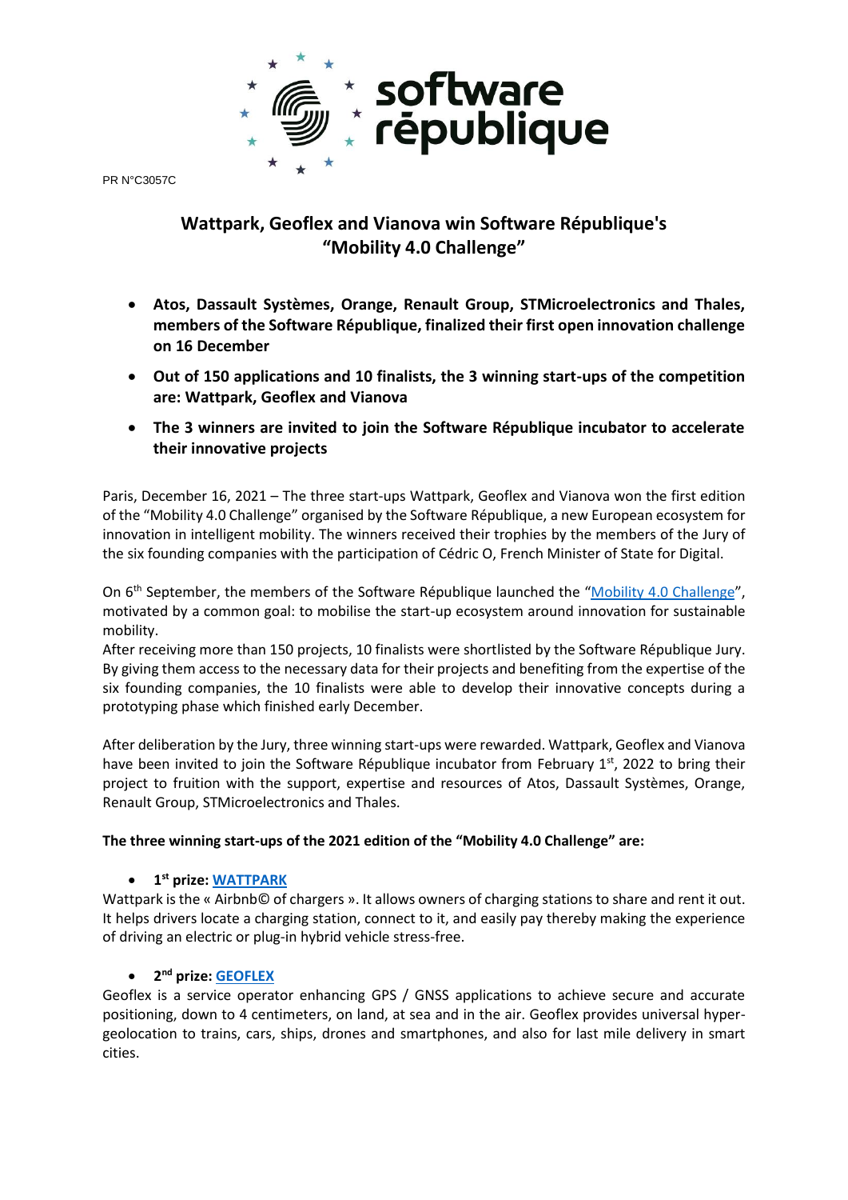PR N°C3057C

# Wattpark, Geoflex and Vianova win Software République's "Mobility 4.0 Challenge"

- **Atos, Dassault Systèmes, Orange, Renault Group, STMicroelectronics and Thales, members of the Software République, finalized their first open innovation challenge on 16 December**
- **Out of 150 applications and 10 finalists, the 3 winning start-ups of the competition are: Wattpark, Geoflex and Vianova**
- **The 3 winners are invited to join the Software République incubator to accelerate their innovative projects**

Paris, December 16, 2021 – The three start-ups Wattpark, Geoflex and Vianova won the first edition of the "Mobility 4.0 Challenge" organised by the Software République, a new European ecosystem for innovation in intelligent mobility. The winners received their trophies by the members of the Jury of the six founding companies with the participation of Cédric O, French Minister of State for Digital.

On 6th September, the members of the Software République launched the "Mobility 4.0 Challenge", motivated by a common goal: to mobilise the start-up ecosystem around innovation for sustainable mobility.
After receiving more than 150 projects, 10 finalists were shortlisted by the Software République Jury. By giving them access to the necessary data for their projects and benefiting from the expertise of the six founding companies, the 10 finalists were able to develop their innovative concepts during a prototyping phase which finished early December.

After deliberation by the Jury, three winning start-ups were rewarded. Wattpark, Geoflex and Vianova have been invited to join the Software République incubator from February 1st, 2022 to bring their project to fruition with the support, expertise and resources of Atos, Dassault Systèmes, Orange, Renault Group, STMicroelectronics and Thales.

**The three winning start-ups of the 2021 edition of the "Mobility 4.0 Challenge" are:**

- **1st prize: WATTPARK**

Wattpark is the « Airbnb© of chargers ». It allows owners of charging stations to share and rent it out. It helps drivers locate a charging station, connect to it, and easily pay thereby making the experience of driving an electric or plug-in hybrid vehicle stress-free.

- **2nd prize: GEOFLEX**

Geoflex is a service operator enhancing GPS / GNSS applications to achieve secure and accurate positioning, down to 4 centimeters, on land, at sea and in the air. Geoflex provides universal hyper-geolocation to trains, cars, ships, drones and smartphones, and also for last mile delivery in smart cities.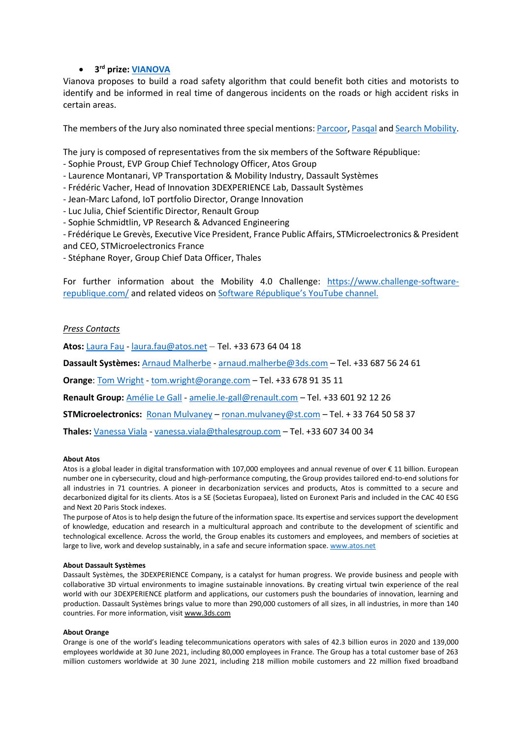- **3rd prize: [VIANOVA](#)**

Vianova proposes to build a road safety algorithm that could benefit both cities and motorists to identify and be informed in real time of dangerous incidents on the roads or high accident risks in certain areas.

The members of the Jury also nominated three special mentions: Parcoor, Pasqal and Search Mobility.

The jury is composed of representatives from the six members of the Software République:
- Sophie Proust, EVP Group Chief Technology Officer, Atos Group
- Laurence Montanari, VP Transportation & Mobility Industry, Dassault Systèmes
- Frédéric Vacher, Head of Innovation 3DEXPERIENCE Lab, Dassault Systèmes
- Jean-Marc Lafond, IoT portfolio Director, Orange Innovation
- Luc Julia, Chief Scientific Director, Renault Group
- Sophie Schmidtlin, VP Research & Advanced Engineering
- Frédérique Le Grevès, Executive Vice President, France Public Affairs, STMicroelectronics & President and CEO, STMicroelectronics France
- Stéphane Royer, Group Chief Data Officer, Thales

For further information about the Mobility 4.0 Challenge: https://www.challenge-software-republique.com/ and related videos on Software République's YouTube channel.

*Press Contacts*

**Atos:** Laura Fau - laura.fau@atos.net – Tel. +33 673 64 04 18

**Dassault Systèmes:** Arnaud Malherbe - arnaud.malherbe@3ds.com – Tel. +33 687 56 24 61

**Orange**: Tom Wright - tom.wright@orange.com – Tel. +33 678 91 35 11

**Renault Group:** Amélie Le Gall - amelie.le-gall@renault.com – Tel. +33 601 92 12 26

**STMicroelectronics:** Ronan Mulvaney – ronan.mulvaney@st.com – Tel. + 33 764 50 58 37

**Thales:** Vanessa Viala - vanessa.viala@thalesgroup.com – Tel. +33 607 34 00 34

**About Atos**

Atos is a global leader in digital transformation with 107,000 employees and annual revenue of over € 11 billion. European number one in cybersecurity, cloud and high-performance computing, the Group provides tailored end-to-end solutions for all industries in 71 countries. A pioneer in decarbonization services and products, Atos is committed to a secure and decarbonized digital for its clients. Atos is a SE (Societas Europaea), listed on Euronext Paris and included in the CAC 40 ESG and Next 20 Paris Stock indexes.

The purpose of Atos is to help design the future of the information space. Its expertise and services support the development of knowledge, education and research in a multicultural approach and contribute to the development of scientific and technological excellence. Across the world, the Group enables its customers and employees, and members of societies at large to live, work and develop sustainably, in a safe and secure information space. www.atos.net

**About Dassault Systèmes**

Dassault Systèmes, the 3DEXPERIENCE Company, is a catalyst for human progress. We provide business and people with collaborative 3D virtual environments to imagine sustainable innovations. By creating virtual twin experience of the real world with our 3DEXPERIENCE platform and applications, our customers push the boundaries of innovation, learning and production. Dassault Systèmes brings value to more than 290,000 customers of all sizes, in all industries, in more than 140 countries. For more information, visit www.3ds.com

**About Orange**

Orange is one of the world's leading telecommunications operators with sales of 42.3 billion euros in 2020 and 139,000 employees worldwide at 30 June 2021, including 80,000 employees in France. The Group has a total customer base of 263 million customers worldwide at 30 June 2021, including 218 million mobile customers and 22 million fixed broadband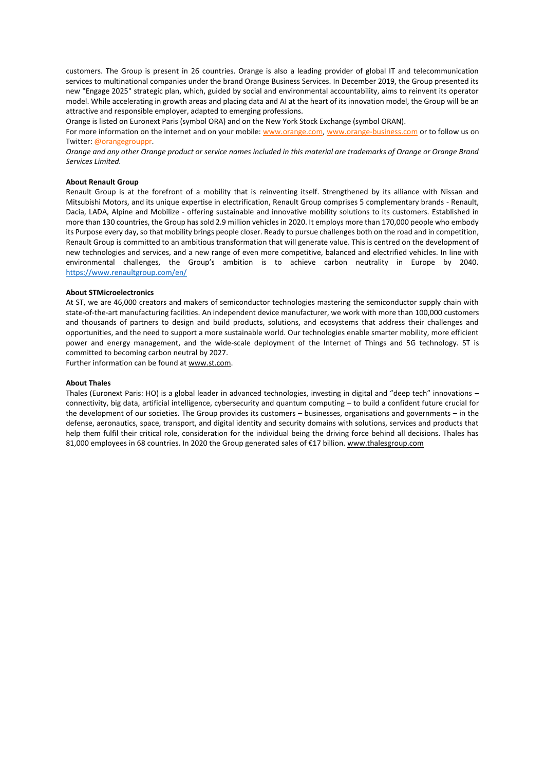customers. The Group is present in 26 countries. Orange is also a leading provider of global IT and telecommunication services to multinational companies under the brand Orange Business Services. In December 2019, the Group presented its new "Engage 2025" strategic plan, which, guided by social and environmental accountability, aims to reinvent its operator model. While accelerating in growth areas and placing data and AI at the heart of its innovation model, the Group will be an attractive and responsible employer, adapted to emerging professions.

Orange is listed on Euronext Paris (symbol ORA) and on the New York Stock Exchange (symbol ORAN).

For more information on the internet and on your mobile: www.orange.com, www.orange-business.com or to follow us on Twitter: @orangegrouppr.

*Orange and any other Orange product or service names included in this material are trademarks of Orange or Orange Brand Services Limited.*

**About Renault Group**

Renault Group is at the forefront of a mobility that is reinventing itself. Strengthened by its alliance with Nissan and Mitsubishi Motors, and its unique expertise in electrification, Renault Group comprises 5 complementary brands - Renault, Dacia, LADA, Alpine and Mobilize - offering sustainable and innovative mobility solutions to its customers. Established in more than 130 countries, the Group has sold 2.9 million vehicles in 2020. It employs more than 170,000 people who embody its Purpose every day, so that mobility brings people closer. Ready to pursue challenges both on the road and in competition, Renault Group is committed to an ambitious transformation that will generate value. This is centred on the development of new technologies and services, and a new range of even more competitive, balanced and electrified vehicles. In line with environmental challenges, the Group's ambition is to achieve carbon neutrality in Europe by 2040. https://www.renaultgroup.com/en/

**About STMicroelectronics**

At ST, we are 46,000 creators and makers of semiconductor technologies mastering the semiconductor supply chain with state-of-the-art manufacturing facilities. An independent device manufacturer, we work with more than 100,000 customers and thousands of partners to design and build products, solutions, and ecosystems that address their challenges and opportunities, and the need to support a more sustainable world. Our technologies enable smarter mobility, more efficient power and energy management, and the wide-scale deployment of the Internet of Things and 5G technology. ST is committed to becoming carbon neutral by 2027.

Further information can be found at www.st.com.

**About Thales**

Thales (Euronext Paris: HO) is a global leader in advanced technologies, investing in digital and "deep tech" innovations – connectivity, big data, artificial intelligence, cybersecurity and quantum computing – to build a confident future crucial for the development of our societies. The Group provides its customers – businesses, organisations and governments – in the defense, aeronautics, space, transport, and digital identity and security domains with solutions, services and products that help them fulfil their critical role, consideration for the individual being the driving force behind all decisions. Thales has 81,000 employees in 68 countries. In 2020 the Group generated sales of €17 billion. www.thalesgroup.com